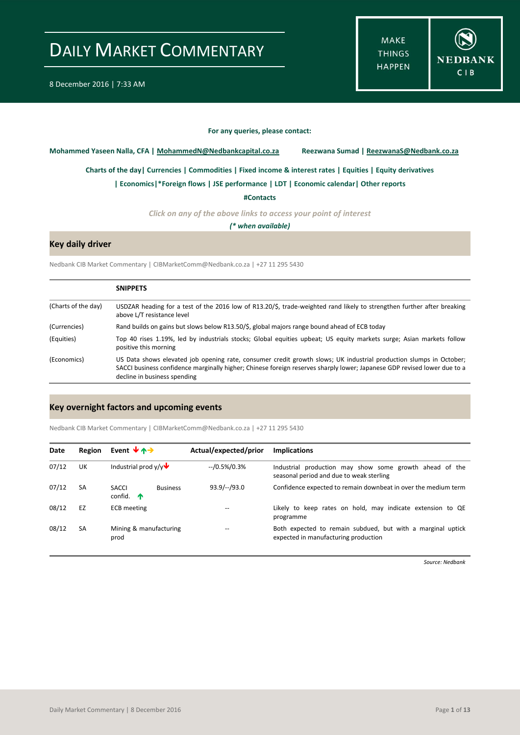# DAILY MARKET COMMENTARY

8 December 2016 | 7:33 AM

MAKE THINGS HAPPEN

NEDBANK CIB

**For any queries, please contact:**

**Mohammed Yaseen Nalla, CFA | MohammedN@Nedbankcapital.co.za** **Reezwana Sumad | ReezwanaS@Nedbank.co.za**

**Charts of the day| Currencies | Commodities | Fixed income & interest rates | Equities | Equity derivatives**

**| Economics|*Foreign flows | JSE performance | LDT | Economic calendar| Other reports**

**#Contacts**

*Click on any of the above links to access your point of interest*

***(* when available)***

## Key daily driver

Nedbank CIB Market Commentary | CIBMarketComm@Nedbank.co.za | +27 11 295 5430

| | **SNIPPETS** |
|---|---|
| (Charts of the day) | USDZAR heading for a test of the 2016 low of R13.20/$, trade-weighted rand likely to strengthen further after breaking above L/T resistance level |
| (Currencies) | Rand builds on gains but slows below R13.50/$, global majors range bound ahead of ECB today |
| (Equities) | Top 40 rises 1.19%, led by industrials stocks; Global equities upbeat; US equity markets surge; Asian markets follow positive this morning |
| (Economics) | US Data shows elevated job opening rate, consumer credit growth slows; UK industrial production slumps in October; SACCI business confidence marginally higher; Chinese foreign reserves sharply lower; Japanese GDP revised lower due to a decline in business spending |

## Key overnight factors and upcoming events

Nedbank CIB Market Commentary | CIBMarketComm@Nedbank.co.za | +27 11 295 5430

| **Date** | **Region** | **Event ↓↑→** | **Actual/expected/prior** | **Implications** |
|---|---|---|---|---|
| 07/12 | UK | Industrial prod y/y↓ | --/0.5%/0.3% | Industrial production may show some growth ahead of the seasonal period and due to weak sterling |
| 07/12 | SA | SACCI Business confid. ↑ | 93.9/--/93.0 | Confidence expected to remain downbeat in over the medium term |
| 08/12 | EZ | ECB meeting | -- | Likely to keep rates on hold, may indicate extension to QE programme |
| 08/12 | SA | Mining & manufacturing prod | -- | Both expected to remain subdued, but with a marginal uptick expected in manufacturing production |

*Source: Nedbank*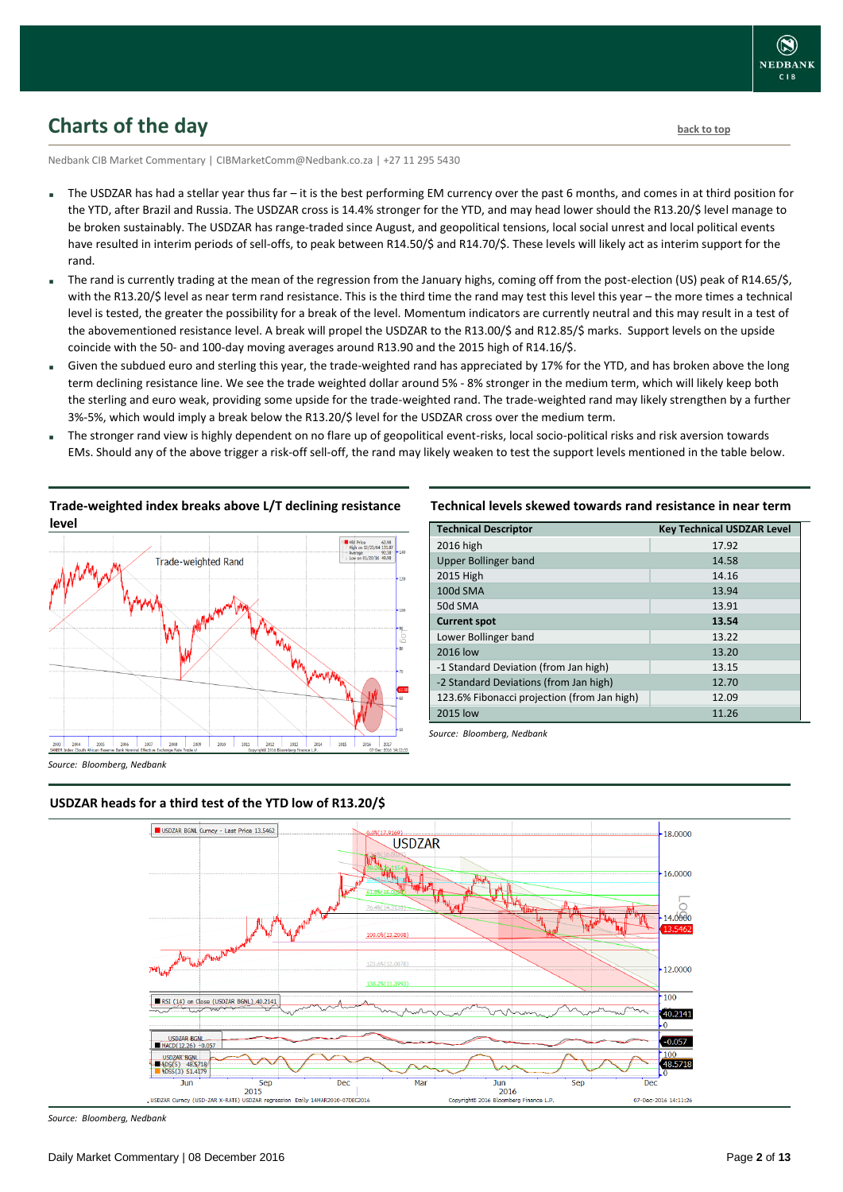## Charts of the day

Nedbank CIB Market Commentary | CIBMarketComm@Nedbank.co.za | +27 11 295 5430

- The USDZAR has had a stellar year thus far – it is the best performing EM currency over the past 6 months, and comes in at third position for the YTD, after Brazil and Russia. The USDZAR cross is 14.4% stronger for the YTD, and may head lower should the R13.20/$ level manage to be broken sustainably. The USDZAR has range-traded since August, and geopolitical tensions, local social unrest and local political events have resulted in interim periods of sell-offs, to peak between R14.50/$ and R14.70/$. These levels will likely act as interim support for the rand.
- The rand is currently trading at the mean of the regression from the January highs, coming off from the post-election (US) peak of R14.65/$, with the R13.20/$ level as near term rand resistance. This is the third time the rand may test this level this year – the more times a technical level is tested, the greater the possibility for a break of the level. Momentum indicators are currently neutral and this may result in a test of the abovementioned resistance level. A break will propel the USDZAR to the R13.00/$ and R12.85/$ marks. Support levels on the upside coincide with the 50- and 100-day moving averages around R13.90 and the 2015 high of R14.16/$.
- Given the subdued euro and sterling this year, the trade-weighted rand has appreciated by 17% for the YTD, and has broken above the long term declining resistance line. We see the trade weighted dollar around 5% - 8% stronger in the medium term, which will likely keep both the sterling and euro weak, providing some upside for the trade-weighted rand. The trade-weighted rand may likely strengthen by a further 3%-5%, which would imply a break below the R13.20/$ level for the USDZAR cross over the medium term.
- The stronger rand view is highly dependent on no flare up of geopolitical event-risks, local socio-political risks and risk aversion towards EMs. Should any of the above trigger a risk-off sell-off, the rand may likely weaken to test the support levels mentioned in the table below.

**Trade-weighted index breaks above L/T declining resistance level**

*Source: Bloomberg, Nedbank*

**Technical levels skewed towards rand resistance in near term**

| Technical Descriptor | Key Technical USDZAR Level |
|---|---|
| 2016 high | 17.92 |
| Upper Bollinger band | 14.58 |
| 2015 High | 14.16 |
| 100d SMA | 13.94 |
| 50d SMA | 13.91 |
| **Current spot** | **13.54** |
| Lower Bollinger band | 13.22 |
| 2016 low | 13.20 |
| -1 Standard Deviation (from Jan high) | 13.15 |
| -2 Standard Deviations (from Jan high) | 12.70 |
| 123.6% Fibonacci projection (from Jan high) | 12.09 |
| 2015 low | 11.26 |

*Source: Bloomberg, Nedbank*

**USDZAR heads for a third test of the YTD low of R13.20/$**

*Source: Bloomberg, Nedbank*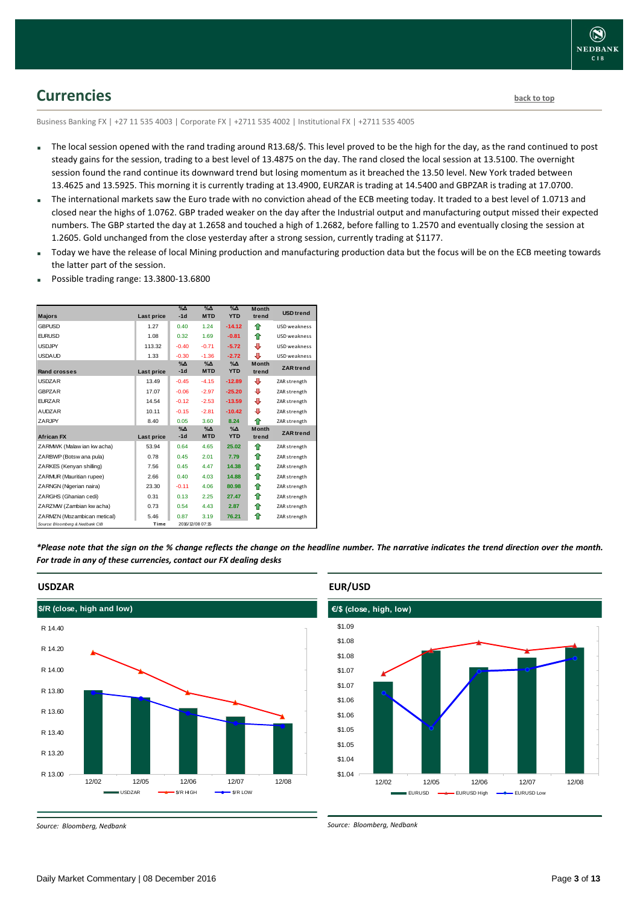## Currencies

back to top

Business Banking FX | +27 11 535 4003 | Corporate FX | +2711 535 4002 | Institutional FX | +2711 535 4005

- The local session opened with the rand trading around R13.68/$. This level proved to be the high for the day, as the rand continued to post steady gains for the session, trading to a best level of 13.4875 on the day. The rand closed the local session at 13.5100. The overnight session found the rand continue its downward trend but losing momentum as it breached the 13.50 level. New York traded between 13.4625 and 13.5925. This morning it is currently trading at 13.4900, EURZAR is trading at 14.5400 and GBPZAR is trading at 17.0700.
- The international markets saw the Euro trade with no conviction ahead of the ECB meeting today. It traded to a best level of 1.0713 and closed near the highs of 1.0762. GBP traded weaker on the day after the Industrial output and manufacturing output missed their expected numbers. The GBP started the day at 1.2658 and touched a high of 1.2682, before falling to 1.2570 and eventually closing the session at 1.2605. Gold unchanged from the close yesterday after a strong session, currently trading at $1177.
- Today we have the release of local Mining production and manufacturing production data but the focus will be on the ECB meeting towards the latter part of the session.
- Possible trading range: 13.3800-13.6800

| Majors | Last price | %Δ -1d | %Δ MTD | %Δ YTD | Month trend | USD trend |
|---|---|---|---|---|---|---|
| GBPUSD | 1.27 | 0.40 | 1.24 | -14.12 | ⇧ | USD weakness |
| EURUSD | 1.08 | 0.32 | 1.69 | -0.81 | ⇧ | USD weakness |
| USDJPY | 113.32 | -0.40 | -0.71 | -5.72 | ⇩ | USD weakness |
| USDAUD | 1.33 | -0.30 | -1.36 | -2.72 | ⇩ | USD weakness |
| **Rand crosses** | **Last price** | **%Δ -1d** | **%Δ MTD** | **%Δ YTD** | **Month trend** | **ZAR trend** |
| USDZAR | 13.49 | -0.45 | -4.15 | -12.89 | ⇩ | ZAR strength |
| GBPZAR | 17.07 | -0.06 | -2.97 | -25.20 | ⇩ | ZAR strength |
| EURZAR | 14.54 | -0.12 | -2.53 | -13.59 | ⇩ | ZAR strength |
| AUDZAR | 10.11 | -0.15 | -2.81 | -10.42 | ⇩ | ZAR strength |
| ZARJPY | 8.40 | 0.05 | 3.60 | 8.24 | ⇧ | ZAR strength |
| **African FX** | **Last price** | **%Δ -1d** | **%Δ MTD** | **%Δ YTD** | **Month trend** | **ZAR trend** |
| ZARMWK (Malawian kwacha) | 53.94 | 0.64 | 4.65 | 25.02 | ⇧ | ZAR strength |
| ZARBWP (Botswana pula) | 0.78 | 0.45 | 2.01 | 7.79 | ⇧ | ZAR strength |
| ZARKES (Kenyan shilling) | 7.56 | 0.45 | 4.47 | 14.38 | ⇧ | ZAR strength |
| ZARMUR (Mauritian rupee) | 2.66 | 0.40 | 4.03 | 14.88 | ⇧ | ZAR strength |
| ZARNGN (Nigerian naira) | 23.30 | -0.11 | 4.06 | 80.98 | ⇧ | ZAR strength |
| ZARGHS (Ghanian cedi) | 0.31 | 0.13 | 2.25 | 27.47 | ⇧ | ZAR strength |
| ZARZMW (Zambian kwacha) | 0.73 | 0.54 | 4.43 | 2.87 | ⇧ | ZAR strength |
| ZARMZN (Mozambican metical) | 5.46 | 0.87 | 3.19 | 76.21 | ⇧ | ZAR strength |
| Source: Bloomberg & Nedbank CIB | Time | 2016/12/08 07:15 | | | | |

*\*Please note that the sign on the % change reflects the change on the headline number. The narrative indicates the trend direction over the month. For trade in any of these currencies, contact our FX dealing desks*

### USDZAR

$/R (close, high and low)

Source: Bloomberg, Nedbank

### EUR/USD

€/$ (close, high, low)

Source: Bloomberg, Nedbank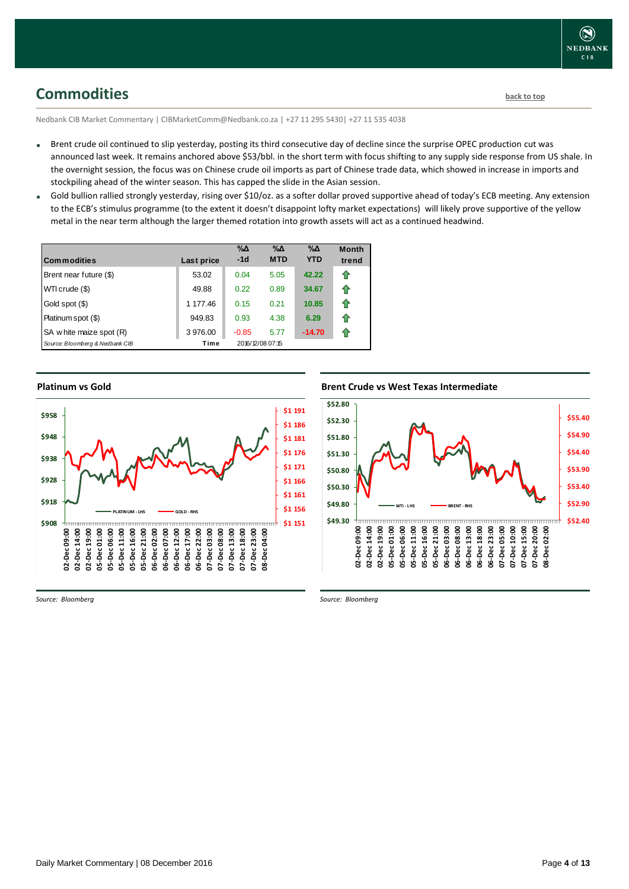## Commodities

back to top

Nedbank CIB Market Commentary | CIBMarketComm@Nedbank.co.za | +27 11 295 5430| +27 11 535 4038

- Brent crude oil continued to slip yesterday, posting its third consecutive day of decline since the surprise OPEC production cut was announced last week. It remains anchored above $53/bbl. in the short term with focus shifting to any supply side response from US shale. In the overnight session, the focus was on Chinese crude oil imports as part of Chinese trade data, which showed in increase in imports and stockpiling ahead of the winter season. This has capped the slide in the Asian session.
- Gold bullion rallied strongly yesterday, rising over $10/oz. as a softer dollar proved supportive ahead of today's ECB meeting. Any extension to the ECB's stimulus programme (to the extent it doesn't disappoint lofty market expectations) will likely prove supportive of the yellow metal in the near term although the larger themed rotation into growth assets will act as a continued headwind.

| Commodities | Last price | %Δ -1d | %Δ MTD | %Δ YTD | Month trend |
|---|---|---|---|---|---|
| Brent near future ($) | 53.02 | 0.04 | 5.05 | 42.22 | ⇧ |
| WTI crude ($) | 49.88 | 0.22 | 0.89 | 34.67 | ⇧ |
| Gold spot ($) | 1 177.46 | 0.15 | 0.21 | 10.85 | ⇧ |
| Platinum spot ($) | 949.83 | 0.93 | 4.38 | 6.29 | ⇧ |
| SA white maize spot (R) | 3 976.00 | -0.85 | 5.77 | -14.70 | ⇧ |
| *Source: Bloomberg & Nedbank CIB* | Time | 2016/12/08 07:15 | | | |

### Platinum vs Gold

*Source: Bloomberg*

### Brent Crude vs West Texas Intermediate

*Source: Bloomberg*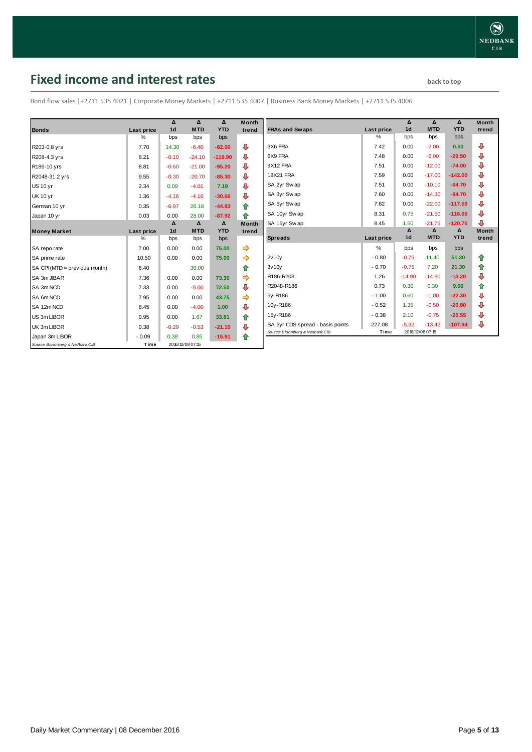# Fixed income and interest rates

back to top

Bond flow sales |+2711 535 4021 | Corporate Money Markets | +2711 535 4007 | Business Bank Money Markets | +2711 535 4006

| Bonds | Last price | Δ 1d | Δ MTD | Δ YTD | Month trend |
|---|---|---|---|---|---|
| | % | bps | bps | bps | |
| R203-0.8 yrs | 7.70 | 14.30 | -6.40 | -82.00 | ⇩ |
| R208-4.3 yrs | 8.21 | -0.10 | -24.10 | -119.90 | ⇩ |
| R186-10 yrs | 8.81 | -0.60 | -21.00 | -95.20 | ⇩ |
| R2048-31.2 yrs | 9.55 | -0.30 | -20.70 | -85.30 | ⇩ |
| US 10 yr | 2.34 | 0.09 | -4.01 | 7.19 | ⇩ |
| UK 10 yr | 1.36 | -4.16 | -4.16 | -30.66 | ⇩ |
| German 10 yr | 0.35 | -6.97 | 26.18 | -44.83 | ⇧ |
| Japan 10 yr | 0.03 | 0.00 | 28.00 | -87.92 | ⇧ |

| Money Market | Last price | Δ 1d | Δ MTD | Δ YTD | Month trend |
|---|---|---|---|---|---|
| | % | bps | bps | bps | |
| SA repo rate | 7.00 | 0.00 | 0.00 | 75.00 | ⇨ |
| SA prime rate | 10.50 | 0.00 | 0.00 | 75.00 | ⇨ |
| SA CPI (MTD = previous month) | 6.40 | | 30.00 | | ⇧ |
| SA 3m JIBAR | 7.36 | 0.00 | 0.00 | 73.30 | ⇨ |
| SA 3m NCD | 7.33 | 0.00 | -5.00 | 72.50 | ⇩ |
| SA 6m NCD | 7.95 | 0.00 | 0.00 | 43.75 | ⇨ |
| SA 12m NCD | 8.45 | 0.00 | -4.00 | 1.00 | ⇩ |
| US 3m LIBOR | 0.95 | 0.00 | 1.67 | 33.81 | ⇧ |
| UK 3m LIBOR | 0.38 | -0.29 | -0.53 | -21.10 | ⇩ |
| Japan 3m LIBOR | -0.09 | 0.38 | 0.85 | -15.91 | ⇧ |

Source: Bloomberg & Nedbank CIB | Time 2016/12/08 07:15

| FRAs and Swaps | Last price | Δ 1d | Δ MTD | Δ YTD | Month trend |
|---|---|---|---|---|---|
| | % | bps | bps | bps | |
| 3X6 FRA | 7.42 | 0.00 | -2.00 | 0.50 | ⇩ |
| 6X9 FRA | 7.48 | 0.00 | -6.00 | -29.50 | ⇩ |
| 9X12 FRA | 7.51 | 0.00 | -12.00 | -74.00 | ⇩ |
| 18X21 FRA | 7.59 | 0.00 | -17.00 | -142.00 | ⇩ |
| SA 2yr Swap | 7.51 | 0.00 | -10.10 | -64.70 | ⇩ |
| SA 3yr Swap | 7.60 | 0.00 | -14.30 | -94.70 | ⇩ |
| SA 5yr Swap | 7.82 | 0.00 | -22.00 | -117.50 | ⇩ |
| SA 10yr Swap | 8.31 | 0.75 | -21.50 | -116.00 | ⇩ |
| SA 15yr Swap | 8.45 | 1.50 | -21.75 | -120.75 | ⇩ |

| Spreads | Last price | Δ 1d | Δ MTD | Δ YTD | Month trend |
|---|---|---|---|---|---|
| | % | bps | bps | bps | |
| 2v10y | -0.80 | -0.75 | 11.40 | 51.30 | ⇧ |
| 3v10y | -0.70 | -0.75 | 7.20 | 21.30 | ⇧ |
| R186-R203 | 1.26 | -14.90 | -14.60 | -13.20 | ⇩ |
| R2048-R186 | 0.73 | 0.30 | 0.30 | 9.90 | ⇧ |
| 5y-R186 | -1.00 | 0.60 | -1.00 | -22.30 | ⇩ |
| 10y-R186 | -0.52 | 1.35 | -0.50 | -20.80 | ⇩ |
| 15y-R186 | -0.38 | 2.10 | -0.75 | -25.55 | ⇩ |
| SA 5yr CDS spread - basis points | 227.08 | -5.92 | -13.42 | -107.94 | ⇩ |

Source: Bloomberg & Nedbank CIB | Time 2016/12/08 07:15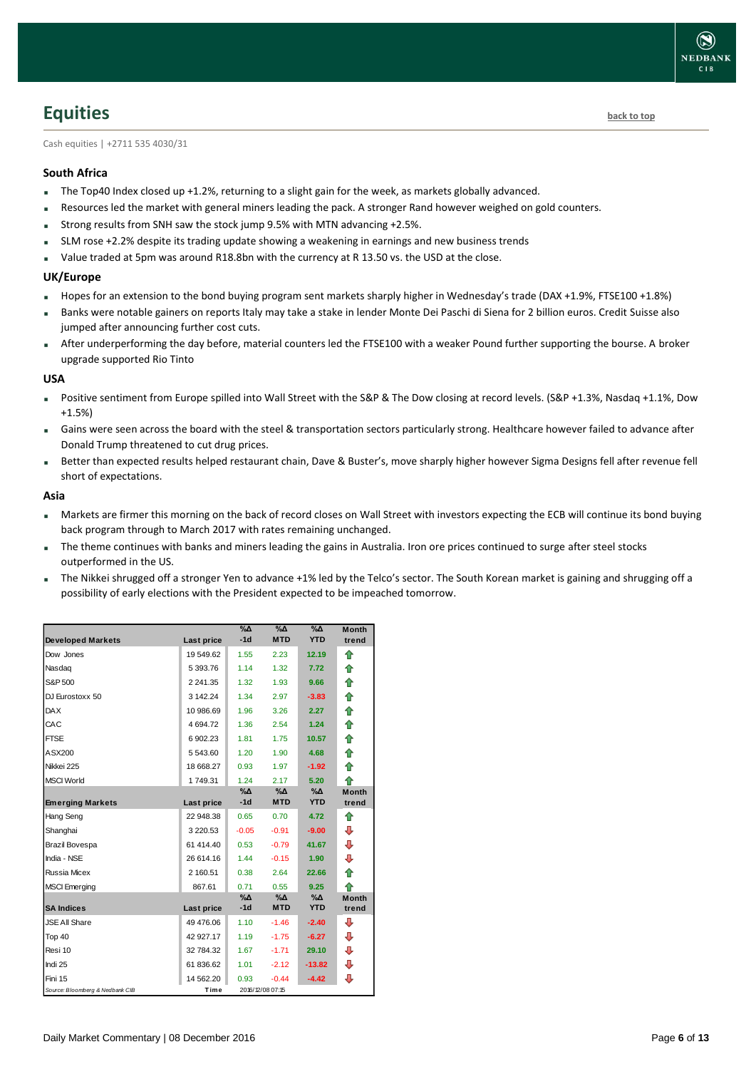## Equities

back to top

Cash equities | +2711 535 4030/31

### South Africa

- The Top40 Index closed up +1.2%, returning to a slight gain for the week, as markets globally advanced.
- Resources led the market with general miners leading the pack. A stronger Rand however weighed on gold counters.
- Strong results from SNH saw the stock jump 9.5% with MTN advancing +2.5%.
- SLM rose +2.2% despite its trading update showing a weakening in earnings and new business trends
- Value traded at 5pm was around R18.8bn with the currency at R 13.50 vs. the USD at the close.

### UK/Europe

- Hopes for an extension to the bond buying program sent markets sharply higher in Wednesday's trade (DAX +1.9%, FTSE100 +1.8%)
- Banks were notable gainers on reports Italy may take a stake in lender Monte Dei Paschi di Siena for 2 billion euros. Credit Suisse also jumped after announcing further cost cuts.
- After underperforming the day before, material counters led the FTSE100 with a weaker Pound further supporting the bourse. A broker upgrade supported Rio Tinto

### USA

- Positive sentiment from Europe spilled into Wall Street with the S&P & The Dow closing at record levels. (S&P +1.3%, Nasdaq +1.1%, Dow +1.5%)
- Gains were seen across the board with the steel & transportation sectors particularly strong. Healthcare however failed to advance after Donald Trump threatened to cut drug prices.
- Better than expected results helped restaurant chain, Dave & Buster's, move sharply higher however Sigma Designs fell after revenue fell short of expectations.

### Asia

- Markets are firmer this morning on the back of record closes on Wall Street with investors expecting the ECB will continue its bond buying back program through to March 2017 with rates remaining unchanged.
- The theme continues with banks and miners leading the gains in Australia. Iron ore prices continued to surge after steel stocks outperformed in the US.
- The Nikkei shrugged off a stronger Yen to advance +1% led by the Telco's sector. The South Korean market is gaining and shrugging off a possibility of early elections with the President expected to be impeached tomorrow.

| Developed Markets | Last price | %Δ -1d | %Δ MTD | %Δ YTD | Month trend |
|---|---|---|---|---|---|
| Dow Jones | 19 549.62 | 1.55 | 2.23 | 12.19 | ⇧ |
| Nasdaq | 5 393.76 | 1.14 | 1.32 | 7.72 | ⇧ |
| S&P 500 | 2 241.35 | 1.32 | 1.93 | 9.66 | ⇧ |
| DJ Eurostoxx 50 | 3 142.24 | 1.34 | 2.97 | -3.83 | ⇧ |
| DAX | 10 986.69 | 1.96 | 3.26 | 2.27 | ⇧ |
| CAC | 4 694.72 | 1.36 | 2.54 | 1.24 | ⇧ |
| FTSE | 6 902.23 | 1.81 | 1.75 | 10.57 | ⇧ |
| ASX200 | 5 543.60 | 1.20 | 1.90 | 4.68 | ⇧ |
| Nikkei 225 | 18 668.27 | 0.93 | 1.97 | -1.92 | ⇧ |
| MSCI World | 1 749.31 | 1.24 | 2.17 | 5.20 | ⇧ |
| **Emerging Markets** | **Last price** | **%Δ -1d** | **%Δ MTD** | **%Δ YTD** | **Month trend** |
| Hang Seng | 22 948.38 | 0.65 | 0.70 | 4.72 | ⇧ |
| Shanghai | 3 220.53 | -0.05 | -0.91 | -9.00 | ⇩ |
| Brazil Bovespa | 61 414.40 | 0.53 | -0.79 | 41.67 | ⇩ |
| India - NSE | 26 614.16 | 1.44 | -0.15 | 1.90 | ⇩ |
| Russia Micex | 2 160.51 | 0.38 | 2.64 | 22.66 | ⇧ |
| MSCI Emerging | 867.61 | 0.71 | 0.55 | 9.25 | ⇧ |
| **SA Indices** | **Last price** | **%Δ -1d** | **%Δ MTD** | **%Δ YTD** | **Month trend** |
| JSE All Share | 49 476.06 | 1.10 | -1.46 | -2.40 | ⇩ |
| Top 40 | 42 927.17 | 1.19 | -1.75 | -6.27 | ⇩ |
| Resi 10 | 32 784.32 | 1.67 | -1.71 | 29.10 | ⇩ |
| Indi 25 | 61 836.62 | 1.01 | -2.12 | -13.82 | ⇩ |
| Fini 15 | 14 562.20 | 0.93 | -0.44 | -4.42 | ⇩ |

*Source: Bloomberg & Nedbank CIB* | Time: 2016/12/08 07:15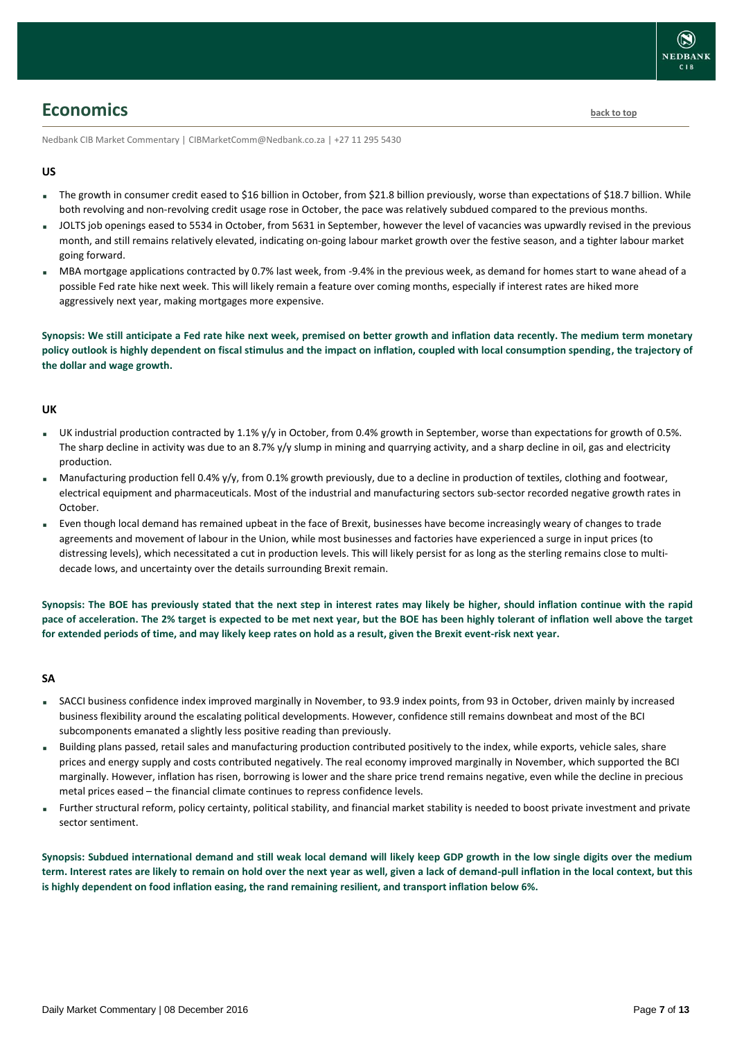# Economics

back to top

Nedbank CIB Market Commentary | CIBMarketComm@Nedbank.co.za | +27 11 295 5430

### US

- The growth in consumer credit eased to $16 billion in October, from $21.8 billion previously, worse than expectations of $18.7 billion. While both revolving and non-revolving credit usage rose in October, the pace was relatively subdued compared to the previous months.
- JOLTS job openings eased to 5534 in October, from 5631 in September, however the level of vacancies was upwardly revised in the previous month, and still remains relatively elevated, indicating on-going labour market growth over the festive season, and a tighter labour market going forward.
- MBA mortgage applications contracted by 0.7% last week, from -9.4% in the previous week, as demand for homes start to wane ahead of a possible Fed rate hike next week. This will likely remain a feature over coming months, especially if interest rates are hiked more aggressively next year, making mortgages more expensive.

**Synopsis: We still anticipate a Fed rate hike next week, premised on better growth and inflation data recently. The medium term monetary policy outlook is highly dependent on fiscal stimulus and the impact on inflation, coupled with local consumption spending, the trajectory of the dollar and wage growth.**

### UK

- UK industrial production contracted by 1.1% y/y in October, from 0.4% growth in September, worse than expectations for growth of 0.5%. The sharp decline in activity was due to an 8.7% y/y slump in mining and quarrying activity, and a sharp decline in oil, gas and electricity production.
- Manufacturing production fell 0.4% y/y, from 0.1% growth previously, due to a decline in production of textiles, clothing and footwear, electrical equipment and pharmaceuticals. Most of the industrial and manufacturing sectors sub-sector recorded negative growth rates in October.
- Even though local demand has remained upbeat in the face of Brexit, businesses have become increasingly weary of changes to trade agreements and movement of labour in the Union, while most businesses and factories have experienced a surge in input prices (to distressing levels), which necessitated a cut in production levels. This will likely persist for as long as the sterling remains close to multi-decade lows, and uncertainty over the details surrounding Brexit remain.

**Synopsis: The BOE has previously stated that the next step in interest rates may likely be higher, should inflation continue with the rapid pace of acceleration. The 2% target is expected to be met next year, but the BOE has been highly tolerant of inflation well above the target for extended periods of time, and may likely keep rates on hold as a result, given the Brexit event-risk next year.**

### SA

- SACCI business confidence index improved marginally in November, to 93.9 index points, from 93 in October, driven mainly by increased business flexibility around the escalating political developments. However, confidence still remains downbeat and most of the BCI subcomponents emanated a slightly less positive reading than previously.
- Building plans passed, retail sales and manufacturing production contributed positively to the index, while exports, vehicle sales, share prices and energy supply and costs contributed negatively. The real economy improved marginally in November, which supported the BCI marginally. However, inflation has risen, borrowing is lower and the share price trend remains negative, even while the decline in precious metal prices eased – the financial climate continues to repress confidence levels.
- Further structural reform, policy certainty, political stability, and financial market stability is needed to boost private investment and private sector sentiment.

**Synopsis: Subdued international demand and still weak local demand will likely keep GDP growth in the low single digits over the medium term. Interest rates are likely to remain on hold over the next year as well, given a lack of demand-pull inflation in the local context, but this is highly dependent on food inflation easing, the rand remaining resilient, and transport inflation below 6%.**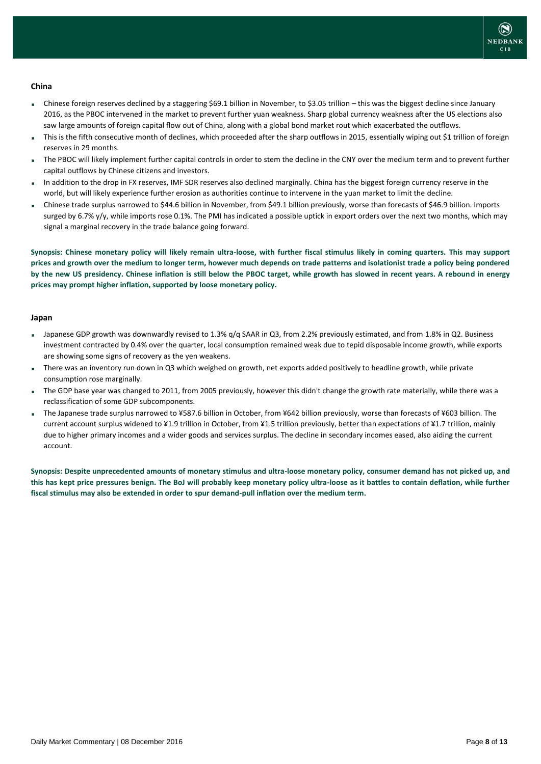## China

- Chinese foreign reserves declined by a staggering $69.1 billion in November, to $3.05 trillion – this was the biggest decline since January 2016, as the PBOC intervened in the market to prevent further yuan weakness. Sharp global currency weakness after the US elections also saw large amounts of foreign capital flow out of China, along with a global bond market rout which exacerbated the outflows.
- This is the fifth consecutive month of declines, which proceeded after the sharp outflows in 2015, essentially wiping out $1 trillion of foreign reserves in 29 months.
- The PBOC will likely implement further capital controls in order to stem the decline in the CNY over the medium term and to prevent further capital outflows by Chinese citizens and investors.
- In addition to the drop in FX reserves, IMF SDR reserves also declined marginally. China has the biggest foreign currency reserve in the world, but will likely experience further erosion as authorities continue to intervene in the yuan market to limit the decline.
- Chinese trade surplus narrowed to $44.6 billion in November, from $49.1 billion previously, worse than forecasts of $46.9 billion. Imports surged by 6.7% y/y, while imports rose 0.1%. The PMI has indicated a possible uptick in export orders over the next two months, which may signal a marginal recovery in the trade balance going forward.

**Synopsis: Chinese monetary policy will likely remain ultra-loose, with further fiscal stimulus likely in coming quarters. This may support prices and growth over the medium to longer term, however much depends on trade patterns and isolationist trade a policy being pondered by the new US presidency. Chinese inflation is still below the PBOC target, while growth has slowed in recent years. A rebound in energy prices may prompt higher inflation, supported by loose monetary policy.**

## Japan

- Japanese GDP growth was downwardly revised to 1.3% q/q SAAR in Q3, from 2.2% previously estimated, and from 1.8% in Q2. Business investment contracted by 0.4% over the quarter, local consumption remained weak due to tepid disposable income growth, while exports are showing some signs of recovery as the yen weakens.
- There was an inventory run down in Q3 which weighed on growth, net exports added positively to headline growth, while private consumption rose marginally.
- The GDP base year was changed to 2011, from 2005 previously, however this didn't change the growth rate materially, while there was a reclassification of some GDP subcomponents.
- The Japanese trade surplus narrowed to ¥587.6 billion in October, from ¥642 billion previously, worse than forecasts of ¥603 billion. The current account surplus widened to ¥1.9 trillion in October, from ¥1.5 trillion previously, better than expectations of ¥1.7 trillion, mainly due to higher primary incomes and a wider goods and services surplus. The decline in secondary incomes eased, also aiding the current account.

**Synopsis: Despite unprecedented amounts of monetary stimulus and ultra-loose monetary policy, consumer demand has not picked up, and this has kept price pressures benign. The BoJ will probably keep monetary policy ultra-loose as it battles to contain deflation, while further fiscal stimulus may also be extended in order to spur demand-pull inflation over the medium term.**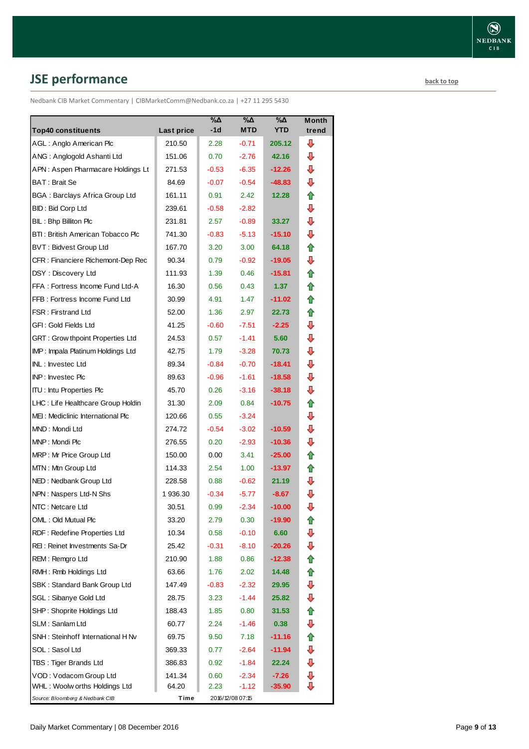## JSE performance

back to top

Nedbank CIB Market Commentary | CIBMarketComm@Nedbank.co.za | +27 11 295 5430

| Top40 constituents | Last price | %Δ -1d | %Δ MTD | %Δ YTD | Month trend |
|---|---|---|---|---|---|
| AGL : Anglo American Plc | 210.50 | 2.28 | -0.71 | 205.12 | ⇩ |
| ANG : Anglogold Ashanti Ltd | 151.06 | 0.70 | -2.76 | 42.16 | ⇩ |
| APN : Aspen Pharmacare Holdings Lt | 271.53 | -0.53 | -6.35 | -12.26 | ⇩ |
| BAT : Brait Se | 84.69 | -0.07 | -0.54 | -48.83 | ⇩ |
| BGA : Barclays Africa Group Ltd | 161.11 | 0.91 | 2.42 | 12.28 | ⇧ |
| BID : Bid Corp Ltd | 239.61 | -0.58 | -2.82 | | ⇩ |
| BIL : Bhp Billiton Plc | 231.81 | 2.57 | -0.89 | 33.27 | ⇩ |
| BTI : British American Tobacco Plc | 741.30 | -0.83 | -5.13 | -15.10 | ⇩ |
| BVT : Bidvest Group Ltd | 167.70 | 3.20 | 3.00 | 64.18 | ⇧ |
| CFR : Financiere Richemont-Dep Rec | 90.34 | 0.79 | -0.92 | -19.05 | ⇩ |
| DSY : Discovery Ltd | 111.93 | 1.39 | 0.46 | -15.81 | ⇧ |
| FFA : Fortress Income Fund Ltd-A | 16.30 | 0.56 | 0.43 | 1.37 | ⇧ |
| FFB : Fortress Income Fund Ltd | 30.99 | 4.91 | 1.47 | -11.02 | ⇧ |
| FSR : Firstrand Ltd | 52.00 | 1.36 | 2.97 | 22.73 | ⇧ |
| GFI : Gold Fields Ltd | 41.25 | -0.60 | -7.51 | -2.25 | ⇩ |
| GRT : Growthpoint Properties Ltd | 24.53 | 0.57 | -1.41 | 5.60 | ⇩ |
| IMP : Impala Platinum Holdings Ltd | 42.75 | 1.79 | -3.28 | 70.73 | ⇩ |
| INL : Investec Ltd | 89.34 | -0.84 | -0.70 | -18.41 | ⇩ |
| INP : Investec Plc | 89.63 | -0.96 | -1.61 | -18.58 | ⇩ |
| ITU : Intu Properties Plc | 45.70 | 0.26 | -3.16 | -38.18 | ⇩ |
| LHC : Life Healthcare Group Holdin | 31.30 | 2.09 | 0.84 | -10.75 | ⇧ |
| MEI : Mediclinic International Plc | 120.66 | 0.55 | -3.24 | | ⇩ |
| MND : Mondi Ltd | 274.72 | -0.54 | -3.02 | -10.59 | ⇩ |
| MNP : Mondi Plc | 276.55 | 0.20 | -2.93 | -10.36 | ⇩ |
| MRP : Mr Price Group Ltd | 150.00 | 0.00 | 3.41 | -25.00 | ⇧ |
| MTN : Mtn Group Ltd | 114.33 | 2.54 | 1.00 | -13.97 | ⇧ |
| NED : Nedbank Group Ltd | 228.58 | 0.88 | -0.62 | 21.19 | ⇩ |
| NPN : Naspers Ltd-N Shs | 1 936.30 | -0.34 | -5.77 | -8.67 | ⇩ |
| NTC : Netcare Ltd | 30.51 | 0.99 | -2.34 | -10.00 | ⇩ |
| OML : Old Mutual Plc | 33.20 | 2.79 | 0.30 | -19.90 | ⇧ |
| RDF : Redefine Properties Ltd | 10.34 | 0.58 | -0.10 | 6.60 | ⇩ |
| REI : Reinet Investments Sa-Dr | 25.42 | -0.31 | -8.10 | -20.26 | ⇩ |
| REM : Remgro Ltd | 210.90 | 1.88 | 0.86 | -12.38 | ⇧ |
| RMH : Rmb Holdings Ltd | 63.66 | 1.76 | 2.02 | 14.48 | ⇧ |
| SBK : Standard Bank Group Ltd | 147.49 | -0.83 | -2.32 | 29.95 | ⇩ |
| SGL : Sibanye Gold Ltd | 28.75 | 3.23 | -1.44 | 25.82 | ⇩ |
| SHP : Shoprite Holdings Ltd | 188.43 | 1.85 | 0.80 | 31.53 | ⇧ |
| SLM : Sanlam Ltd | 60.77 | 2.24 | -1.46 | 0.38 | ⇩ |
| SNH : Steinhoff International H Nv | 69.75 | 9.50 | 7.18 | -11.16 | ⇧ |
| SOL : Sasol Ltd | 369.33 | 0.77 | -2.64 | -11.94 | ⇩ |
| TBS : Tiger Brands Ltd | 386.83 | 0.92 | -1.84 | 22.24 | ⇩ |
| VOD : Vodacom Group Ltd | 141.34 | 0.60 | -2.34 | -7.26 | ⇩ |
| WHL : Woolworths Holdings Ltd | 64.20 | 2.23 | -1.12 | -35.90 | ⇩ |

*Source: Bloomberg & Nedbank CIB* Time 2016/12/08 07:15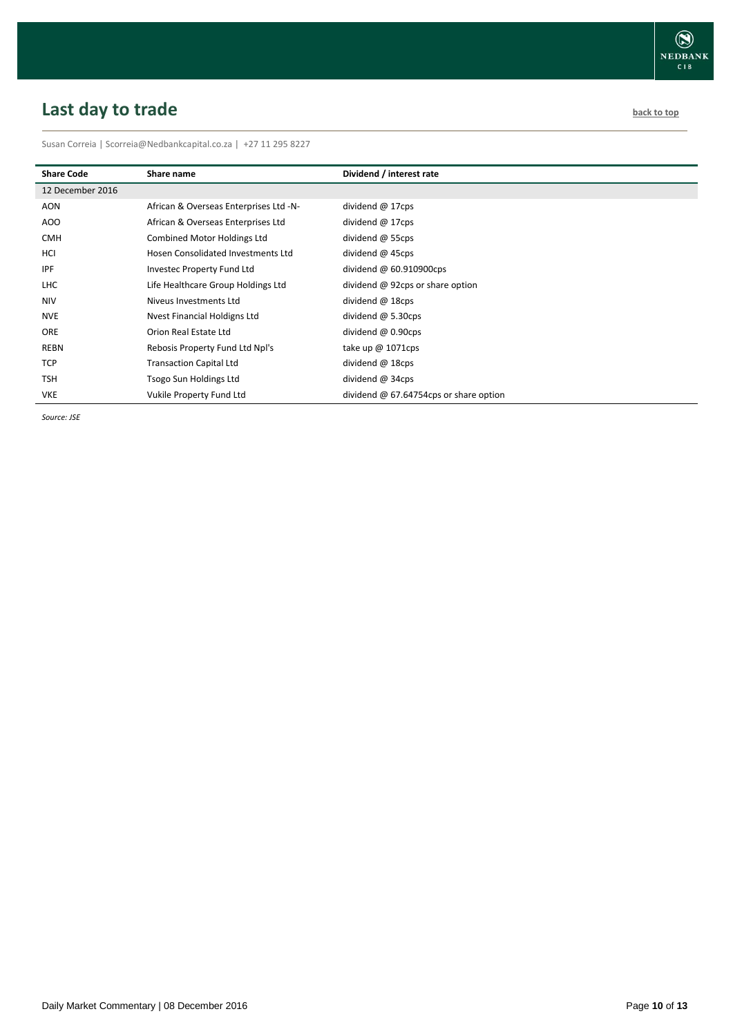## Last day to trade

back to top

Susan Correia | Scorreia@Nedbankcapital.co.za | +27 11 295 8227

| Share Code | Share name | Dividend / interest rate |
|---|---|---|
| 12 December 2016 | | |
| AON | African & Overseas Enterprises Ltd -N- | dividend @ 17cps |
| AOO | African & Overseas Enterprises Ltd | dividend @ 17cps |
| CMH | Combined Motor Holdings Ltd | dividend @ 55cps |
| HCI | Hosen Consolidated Investments Ltd | dividend @ 45cps |
| IPF | Investec Property Fund Ltd | dividend @ 60.910900cps |
| LHC | Life Healthcare Group Holdings Ltd | dividend @ 92cps or share option |
| NIV | Niveus Investments Ltd | dividend @ 18cps |
| NVE | Nvest Financial Holdigns Ltd | dividend @ 5.30cps |
| ORE | Orion Real Estate Ltd | dividend @ 0.90cps |
| REBN | Rebosis Property Fund Ltd Npl's | take up @ 1071cps |
| TCP | Transaction Capital Ltd | dividend @ 18cps |
| TSH | Tsogo Sun Holdings Ltd | dividend @ 34cps |
| VKE | Vukile Property Fund Ltd | dividend @ 67.64754cps or share option |

*Source: JSE*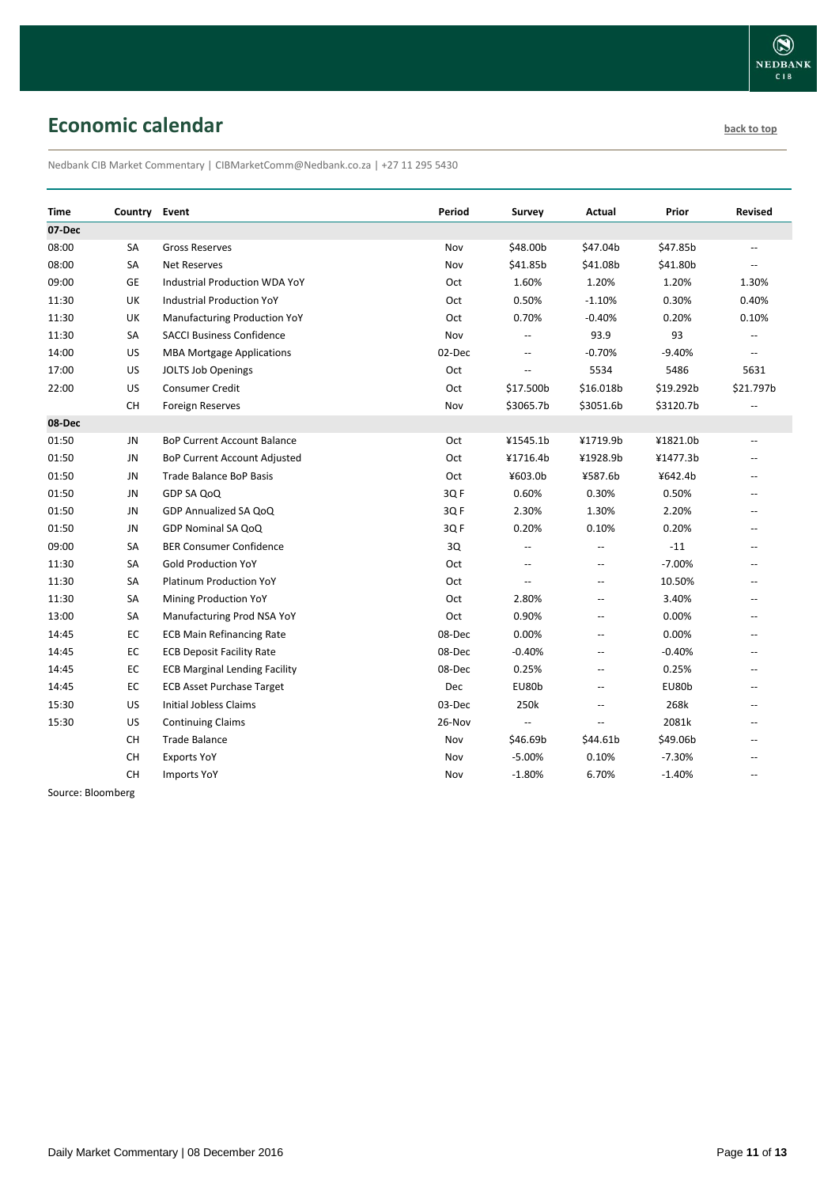## Economic calendar

back to top

Nedbank CIB Market Commentary | CIBMarketComm@Nedbank.co.za | +27 11 295 5430

| Time | Country | Event | Period | Survey | Actual | Prior | Revised |
|---|---|---|---|---|---|---|---|
| **07-Dec** | | | | | | | |
| 08:00 | SA | Gross Reserves | Nov | $48.00b | $47.04b | $47.85b | -- |
| 08:00 | SA | Net Reserves | Nov | $41.85b | $41.08b | $41.80b | -- |
| 09:00 | GE | Industrial Production WDA YoY | Oct | 1.60% | 1.20% | 1.20% | 1.30% |
| 11:30 | UK | Industrial Production YoY | Oct | 0.50% | -1.10% | 0.30% | 0.40% |
| 11:30 | UK | Manufacturing Production YoY | Oct | 0.70% | -0.40% | 0.20% | 0.10% |
| 11:30 | SA | SACCI Business Confidence | Nov | -- | 93.9 | 93 | -- |
| 14:00 | US | MBA Mortgage Applications | 02-Dec | -- | -0.70% | -9.40% | -- |
| 17:00 | US | JOLTS Job Openings | Oct | -- | 5534 | 5486 | 5631 |
| 22:00 | US | Consumer Credit | Oct | $17.500b | $16.018b | $19.292b | $21.797b |
| | CH | Foreign Reserves | Nov | $3065.7b | $3051.6b | $3120.7b | -- |
| **08-Dec** | | | | | | | |
| 01:50 | JN | BoP Current Account Balance | Oct | ¥1545.1b | ¥1719.9b | ¥1821.0b | -- |
| 01:50 | JN | BoP Current Account Adjusted | Oct | ¥1716.4b | ¥1928.9b | ¥1477.3b | -- |
| 01:50 | JN | Trade Balance BoP Basis | Oct | ¥603.0b | ¥587.6b | ¥642.4b | -- |
| 01:50 | JN | GDP SA QoQ | 3Q F | 0.60% | 0.30% | 0.50% | -- |
| 01:50 | JN | GDP Annualized SA QoQ | 3Q F | 2.30% | 1.30% | 2.20% | -- |
| 01:50 | JN | GDP Nominal SA QoQ | 3Q F | 0.20% | 0.10% | 0.20% | -- |
| 09:00 | SA | BER Consumer Confidence | 3Q | -- | -- | -11 | -- |
| 11:30 | SA | Gold Production YoY | Oct | -- | -- | -7.00% | -- |
| 11:30 | SA | Platinum Production YoY | Oct | -- | -- | 10.50% | -- |
| 11:30 | SA | Mining Production YoY | Oct | 2.80% | -- | 3.40% | -- |
| 13:00 | SA | Manufacturing Prod NSA YoY | Oct | 0.90% | -- | 0.00% | -- |
| 14:45 | EC | ECB Main Refinancing Rate | 08-Dec | 0.00% | -- | 0.00% | -- |
| 14:45 | EC | ECB Deposit Facility Rate | 08-Dec | -0.40% | -- | -0.40% | -- |
| 14:45 | EC | ECB Marginal Lending Facility | 08-Dec | 0.25% | -- | 0.25% | -- |
| 14:45 | EC | ECB Asset Purchase Target | Dec | EU80b | -- | EU80b | -- |
| 15:30 | US | Initial Jobless Claims | 03-Dec | 250k | -- | 268k | -- |
| 15:30 | US | Continuing Claims | 26-Nov | -- | -- | 2081k | -- |
| | CH | Trade Balance | Nov | $46.69b | $44.61b | $49.06b | -- |
| | CH | Exports YoY | Nov | -5.00% | 0.10% | -7.30% | -- |
| | CH | Imports YoY | Nov | -1.80% | 6.70% | -1.40% | -- |

Source: Bloomberg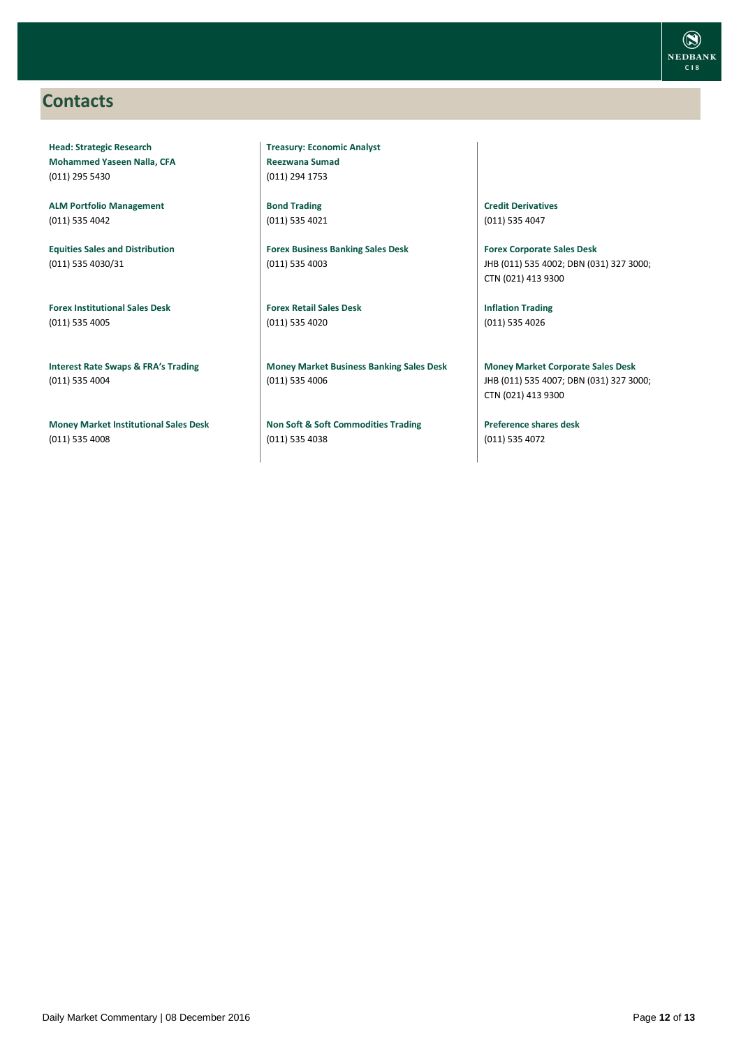## Contacts

**Head: Strategic Research**
**Mohammed Yaseen Nalla, CFA**
(011) 295 5430

**ALM Portfolio Management**
(011) 535 4042

**Equities Sales and Distribution**
(011) 535 4030/31

**Forex Institutional Sales Desk**
(011) 535 4005

**Interest Rate Swaps & FRA's Trading**
(011) 535 4004

**Money Market Institutional Sales Desk**
(011) 535 4008

**Treasury: Economic Analyst**
**Reezwana Sumad**
(011) 294 1753

**Bond Trading**
(011) 535 4021

**Forex Business Banking Sales Desk**
(011) 535 4003

**Forex Retail Sales Desk**
(011) 535 4020

**Money Market Business Banking Sales Desk**
(011) 535 4006

**Non Soft & Soft Commodities Trading**
(011) 535 4038

**Credit Derivatives**
(011) 535 4047

**Forex Corporate Sales Desk**
JHB (011) 535 4002; DBN (031) 327 3000; CTN (021) 413 9300

**Inflation Trading**
(011) 535 4026

**Money Market Corporate Sales Desk**
JHB (011) 535 4007; DBN (031) 327 3000; CTN (021) 413 9300

**Preference shares desk**
(011) 535 4072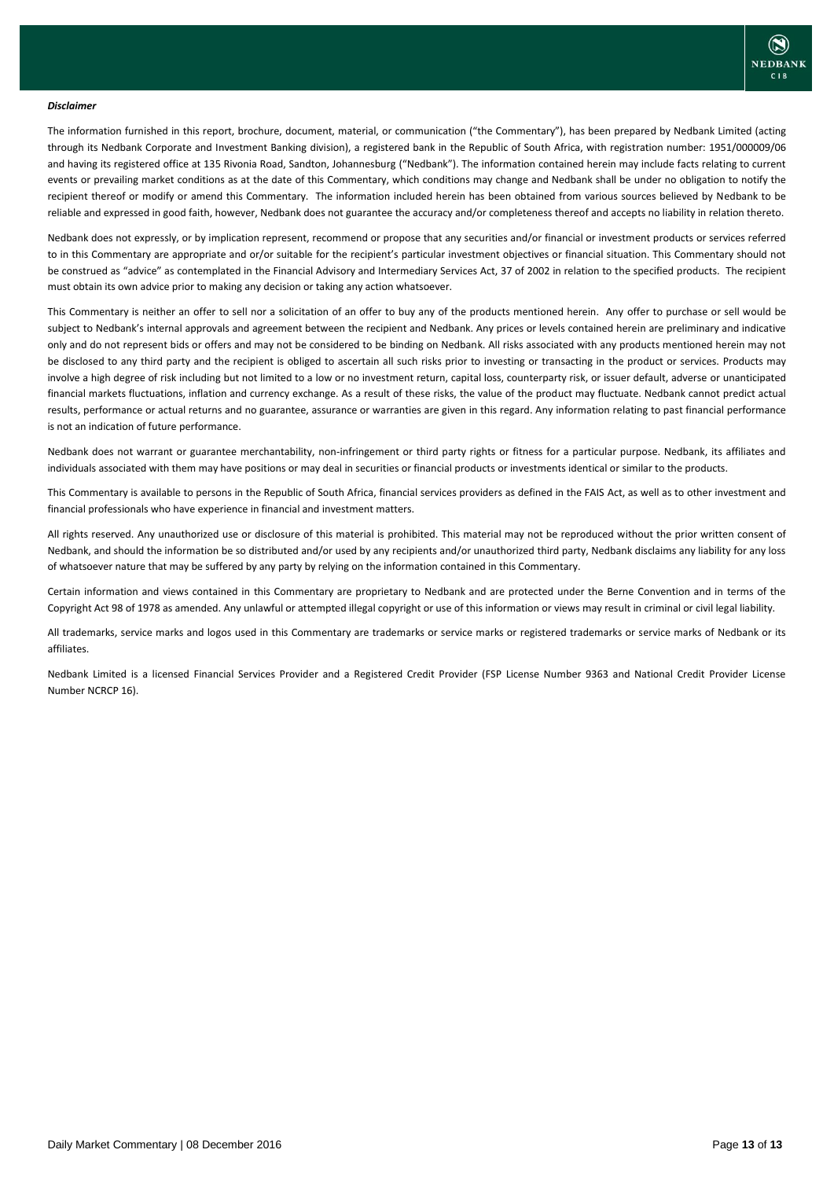***Disclaimer***

The information furnished in this report, brochure, document, material, or communication ("the Commentary"), has been prepared by Nedbank Limited (acting through its Nedbank Corporate and Investment Banking division), a registered bank in the Republic of South Africa, with registration number: 1951/000009/06 and having its registered office at 135 Rivonia Road, Sandton, Johannesburg ("Nedbank"). The information contained herein may include facts relating to current events or prevailing market conditions as at the date of this Commentary, which conditions may change and Nedbank shall be under no obligation to notify the recipient thereof or modify or amend this Commentary. The information included herein has been obtained from various sources believed by Nedbank to be reliable and expressed in good faith, however, Nedbank does not guarantee the accuracy and/or completeness thereof and accepts no liability in relation thereto.

Nedbank does not expressly, or by implication represent, recommend or propose that any securities and/or financial or investment products or services referred to in this Commentary are appropriate and or/or suitable for the recipient's particular investment objectives or financial situation. This Commentary should not be construed as "advice" as contemplated in the Financial Advisory and Intermediary Services Act, 37 of 2002 in relation to the specified products. The recipient must obtain its own advice prior to making any decision or taking any action whatsoever.

This Commentary is neither an offer to sell nor a solicitation of an offer to buy any of the products mentioned herein. Any offer to purchase or sell would be subject to Nedbank's internal approvals and agreement between the recipient and Nedbank. Any prices or levels contained herein are preliminary and indicative only and do not represent bids or offers and may not be considered to be binding on Nedbank. All risks associated with any products mentioned herein may not be disclosed to any third party and the recipient is obliged to ascertain all such risks prior to investing or transacting in the product or services. Products may involve a high degree of risk including but not limited to a low or no investment return, capital loss, counterparty risk, or issuer default, adverse or unanticipated financial markets fluctuations, inflation and currency exchange. As a result of these risks, the value of the product may fluctuate. Nedbank cannot predict actual results, performance or actual returns and no guarantee, assurance or warranties are given in this regard. Any information relating to past financial performance is not an indication of future performance.

Nedbank does not warrant or guarantee merchantability, non-infringement or third party rights or fitness for a particular purpose. Nedbank, its affiliates and individuals associated with them may have positions or may deal in securities or financial products or investments identical or similar to the products.

This Commentary is available to persons in the Republic of South Africa, financial services providers as defined in the FAIS Act, as well as to other investment and financial professionals who have experience in financial and investment matters.

All rights reserved. Any unauthorized use or disclosure of this material is prohibited. This material may not be reproduced without the prior written consent of Nedbank, and should the information be so distributed and/or used by any recipients and/or unauthorized third party, Nedbank disclaims any liability for any loss of whatsoever nature that may be suffered by any party by relying on the information contained in this Commentary.

Certain information and views contained in this Commentary are proprietary to Nedbank and are protected under the Berne Convention and in terms of the Copyright Act 98 of 1978 as amended. Any unlawful or attempted illegal copyright or use of this information or views may result in criminal or civil legal liability.

All trademarks, service marks and logos used in this Commentary are trademarks or service marks or registered trademarks or service marks of Nedbank or its affiliates.

Nedbank Limited is a licensed Financial Services Provider and a Registered Credit Provider (FSP License Number 9363 and National Credit Provider License Number NCRCP 16).